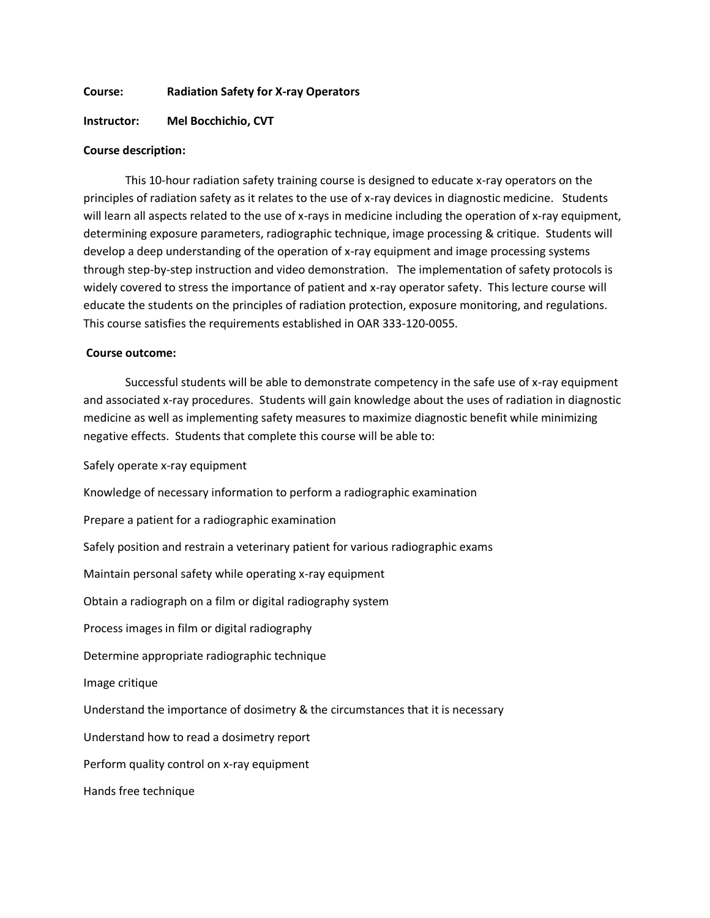**Course:** **Radiation Safety for X-ray Operators**

**Instructor:** **Mel Bocchichio, CVT**

**Course description:**

This 10-hour radiation safety training course is designed to educate x-ray operators on the principles of radiation safety as it relates to the use of x-ray devices in diagnostic medicine. Students will learn all aspects related to the use of x-rays in medicine including the operation of x-ray equipment, determining exposure parameters, radiographic technique, image processing & critique. Students will develop a deep understanding of the operation of x-ray equipment and image processing systems through step-by-step instruction and video demonstration. The implementation of safety protocols is widely covered to stress the importance of patient and x-ray operator safety. This lecture course will educate the students on the principles of radiation protection, exposure monitoring, and regulations. This course satisfies the requirements established in OAR 333-120-0055.

**Course outcome:**

Successful students will be able to demonstrate competency in the safe use of x-ray equipment and associated x-ray procedures. Students will gain knowledge about the uses of radiation in diagnostic medicine as well as implementing safety measures to maximize diagnostic benefit while minimizing negative effects. Students that complete this course will be able to:

Safely operate x-ray equipment

Knowledge of necessary information to perform a radiographic examination

Prepare a patient for a radiographic examination

Safely position and restrain a veterinary patient for various radiographic exams

Maintain personal safety while operating x-ray equipment

Obtain a radiograph on a film or digital radiography system

Process images in film or digital radiography

Determine appropriate radiographic technique

Image critique

Understand the importance of dosimetry & the circumstances that it is necessary

Understand how to read a dosimetry report

Perform quality control on x-ray equipment

Hands free technique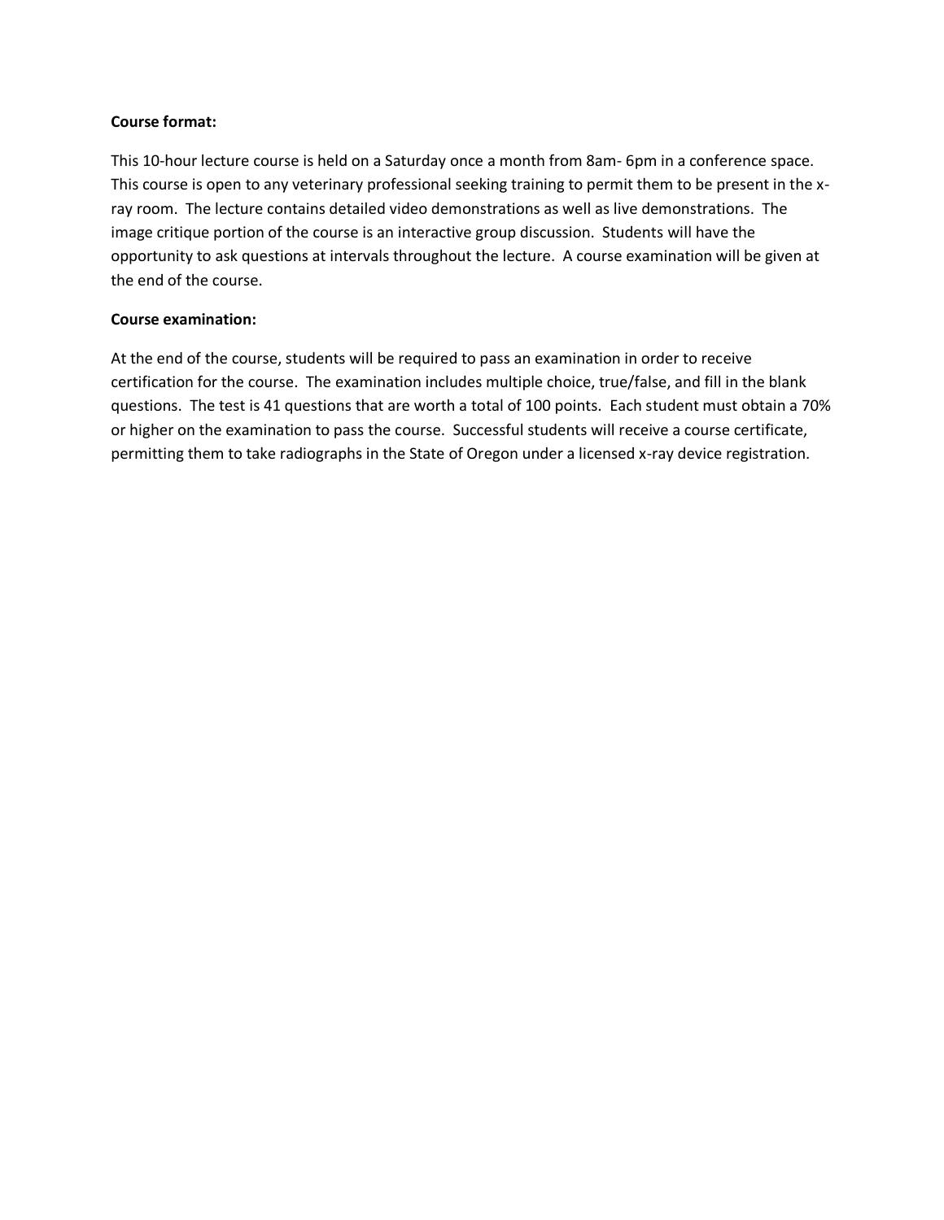**Course format:**

This 10-hour lecture course is held on a Saturday once a month from 8am- 6pm in a conference space. This course is open to any veterinary professional seeking training to permit them to be present in the x-ray room. The lecture contains detailed video demonstrations as well as live demonstrations. The image critique portion of the course is an interactive group discussion. Students will have the opportunity to ask questions at intervals throughout the lecture. A course examination will be given at the end of the course.

**Course examination:**

At the end of the course, students will be required to pass an examination in order to receive certification for the course. The examination includes multiple choice, true/false, and fill in the blank questions. The test is 41 questions that are worth a total of 100 points. Each student must obtain a 70% or higher on the examination to pass the course. Successful students will receive a course certificate, permitting them to take radiographs in the State of Oregon under a licensed x-ray device registration.